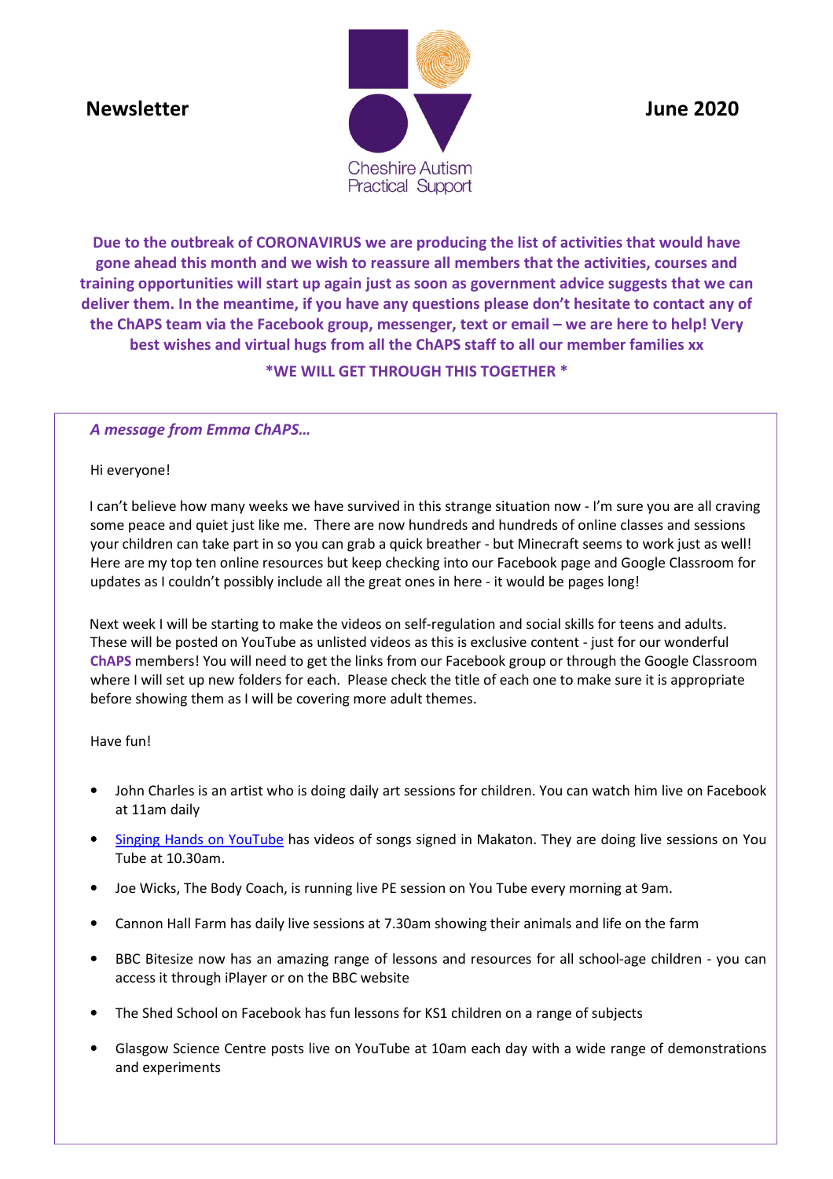**Newsletter** **June 2020**

Cheshire Autism Practical Support

**Due to the outbreak of CORONAVIRUS we are producing the list of activities that would have gone ahead this month and we wish to reassure all members that the activities, courses and training opportunities will start up again just as soon as government advice suggests that we can deliver them. In the meantime, if you have any questions please don't hesitate to contact any of the ChAPS team via the Facebook group, messenger, text or email – we are here to help! Very best wishes and virtual hugs from all the ChAPS staff to all our member families xx**

**\*WE WILL GET THROUGH THIS TOGETHER \***

***A message from Emma ChAPS…***

Hi everyone!

I can't believe how many weeks we have survived in this strange situation now - I'm sure you are all craving some peace and quiet just like me. There are now hundreds and hundreds of online classes and sessions your children can take part in so you can grab a quick breather - but Minecraft seems to work just as well! Here are my top ten online resources but keep checking into our Facebook page and Google Classroom for updates as I couldn't possibly include all the great ones in here - it would be pages long!

Next week I will be starting to make the videos on self-regulation and social skills for teens and adults. These will be posted on YouTube as unlisted videos as this is exclusive content - just for our wonderful **ChAPS** members! You will need to get the links from our Facebook group or through the Google Classroom where I will set up new folders for each. Please check the title of each one to make sure it is appropriate before showing them as I will be covering more adult themes.

Have fun!

- John Charles is an artist who is doing daily art sessions for children. You can watch him live on Facebook at 11am daily
- Singing Hands on YouTube has videos of songs signed in Makaton. They are doing live sessions on You Tube at 10.30am.
- Joe Wicks, The Body Coach, is running live PE session on You Tube every morning at 9am.
- Cannon Hall Farm has daily live sessions at 7.30am showing their animals and life on the farm
- BBC Bitesize now has an amazing range of lessons and resources for all school-age children - you can access it through iPlayer or on the BBC website
- The Shed School on Facebook has fun lessons for KS1 children on a range of subjects
- Glasgow Science Centre posts live on YouTube at 10am each day with a wide range of demonstrations and experiments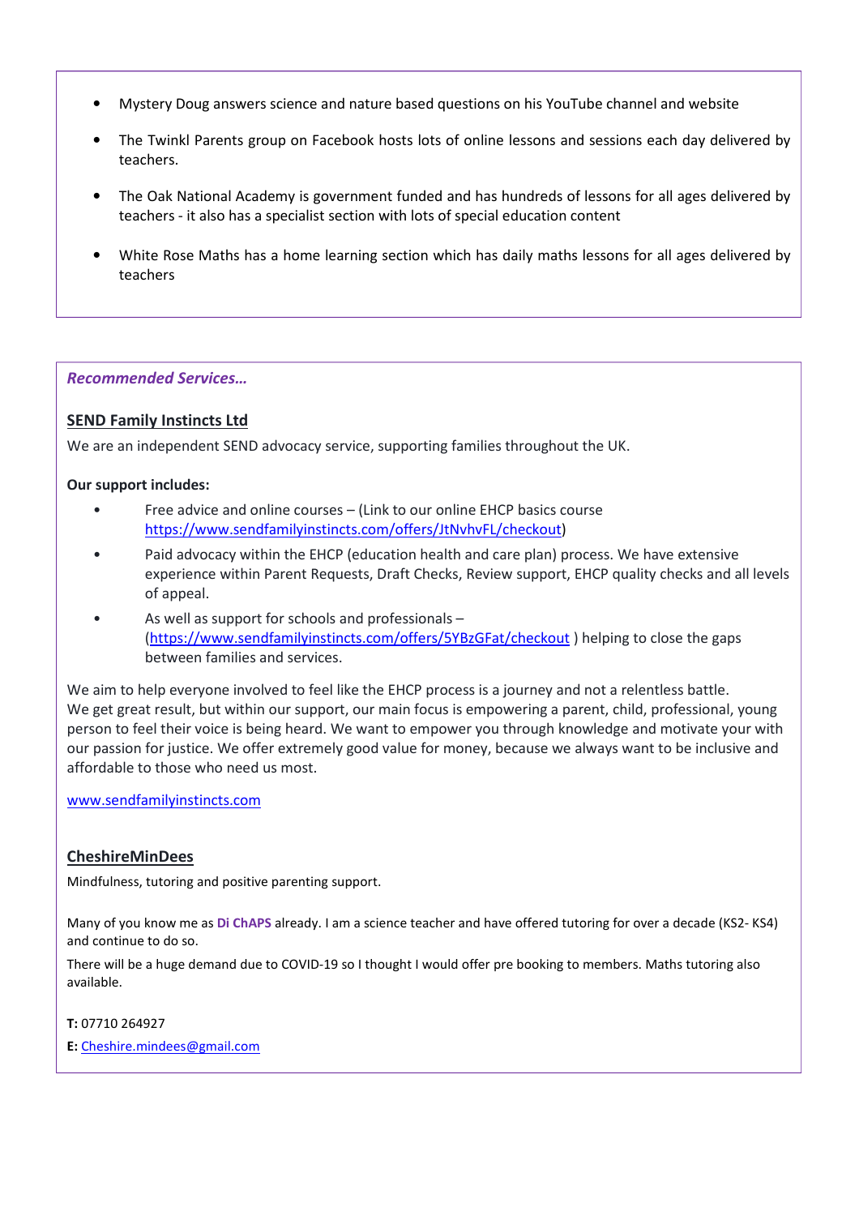- Mystery Doug answers science and nature based questions on his YouTube channel and website
- The Twinkl Parents group on Facebook hosts lots of online lessons and sessions each day delivered by teachers.
- The Oak National Academy is government funded and has hundreds of lessons for all ages delivered by teachers - it also has a specialist section with lots of special education content
- White Rose Maths has a home learning section which has daily maths lessons for all ages delivered by teachers

***Recommended Services…***

## SEND Family Instincts Ltd

We are an independent SEND advocacy service, supporting families throughout the UK.

**Our support includes:**

- Free advice and online courses – (Link to our online EHCP basics course https://www.sendfamilyinstincts.com/offers/JtNvhvFL/checkout)
- Paid advocacy within the EHCP (education health and care plan) process. We have extensive experience within Parent Requests, Draft Checks, Review support, EHCP quality checks and all levels of appeal.
- As well as support for schools and professionals – (https://www.sendfamilyinstincts.com/offers/5YBzGFat/checkout ) helping to close the gaps between families and services.

We aim to help everyone involved to feel like the EHCP process is a journey and not a relentless battle. We get great result, but within our support, our main focus is empowering a parent, child, professional, young person to feel their voice is being heard. We want to empower you through knowledge and motivate your with our passion for justice. We offer extremely good value for money, because we always want to be inclusive and affordable to those who need us most.

www.sendfamilyinstincts.com

## CheshireMinDees

Mindfulness, tutoring and positive parenting support.

Many of you know me as **Di ChAPS** already. I am a science teacher and have offered tutoring for over a decade (KS2- KS4) and continue to do so.

There will be a huge demand due to COVID-19 so I thought I would offer pre booking to members. Maths tutoring also available.

**T:** 07710 264927

**E:** Cheshire.mindees@gmail.com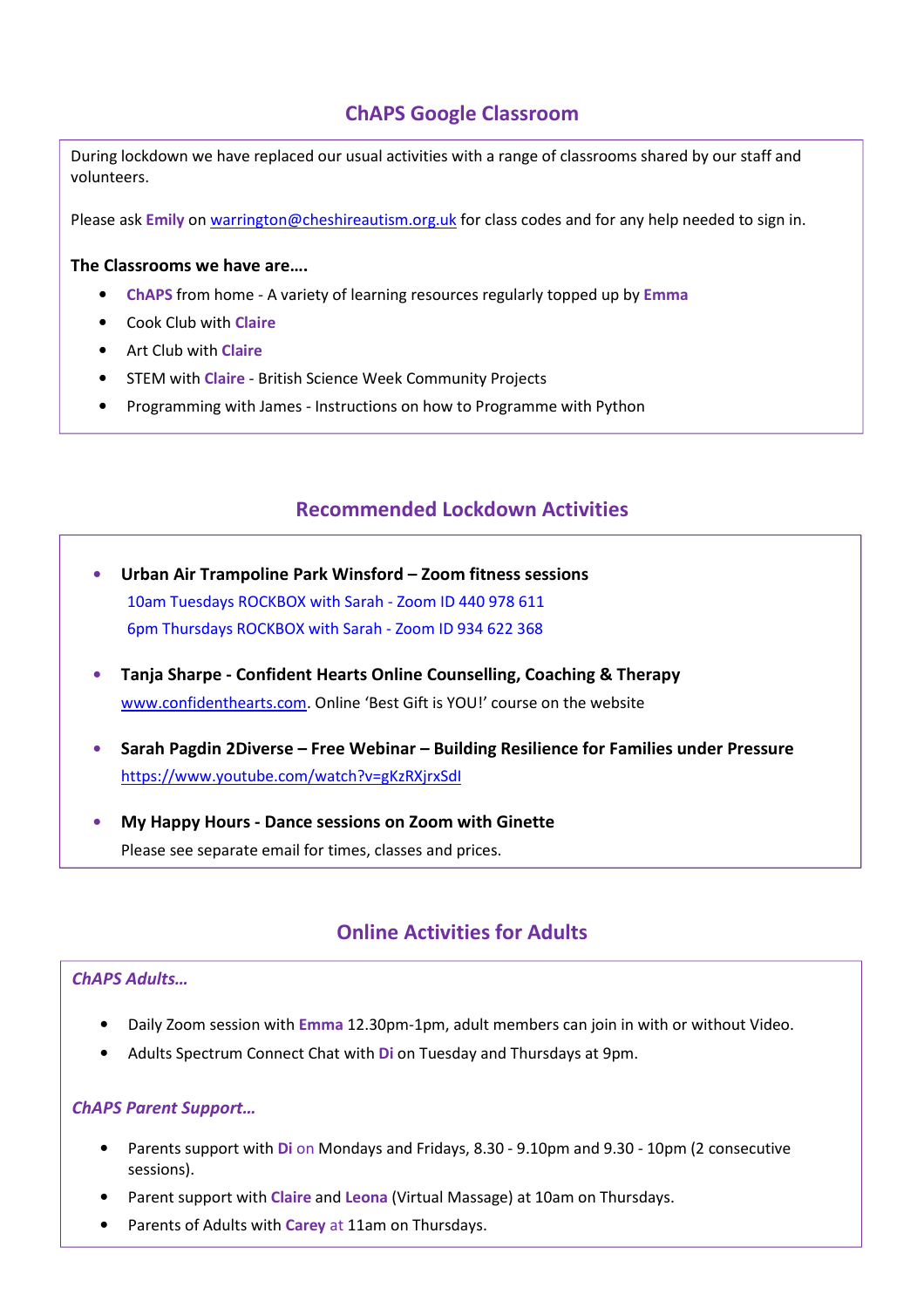## ChAPS Google Classroom

During lockdown we have replaced our usual activities with a range of classrooms shared by our staff and volunteers.

Please ask **Emily** on warrington@cheshireautism.org.uk for class codes and for any help needed to sign in.

**The Classrooms we have are….**

- **ChAPS** from home - A variety of learning resources regularly topped up by **Emma**
- Cook Club with **Claire**
- Art Club with **Claire**
- STEM with **Claire** - British Science Week Community Projects
- Programming with James - Instructions on how to Programme with Python

## Recommended Lockdown Activities

- **Urban Air Trampoline Park Winsford – Zoom fitness sessions**
  10am Tuesdays ROCKBOX with Sarah - Zoom ID 440 978 611
  6pm Thursdays ROCKBOX with Sarah - Zoom ID 934 622 368
- **Tanja Sharpe - Confident Hearts Online Counselling, Coaching & Therapy**
  www.confidenthearts.com. Online 'Best Gift is YOU!' course on the website
- **Sarah Pagdin 2Diverse – Free Webinar – Building Resilience for Families under Pressure**
  https://www.youtube.com/watch?v=gKzRXjrxSdI
- **My Happy Hours - Dance sessions on Zoom with Ginette**
  Please see separate email for times, classes and prices.

## Online Activities for Adults

***ChAPS Adults…***

- Daily Zoom session with **Emma** 12.30pm-1pm, adult members can join in with or without Video.
- Adults Spectrum Connect Chat with **Di** on Tuesday and Thursdays at 9pm.

***ChAPS Parent Support…***

- Parents support with **Di** on Mondays and Fridays, 8.30 - 9.10pm and 9.30 - 10pm (2 consecutive sessions).
- Parent support with **Claire** and **Leona** (Virtual Massage) at 10am on Thursdays.
- Parents of Adults with **Carey** at 11am on Thursdays.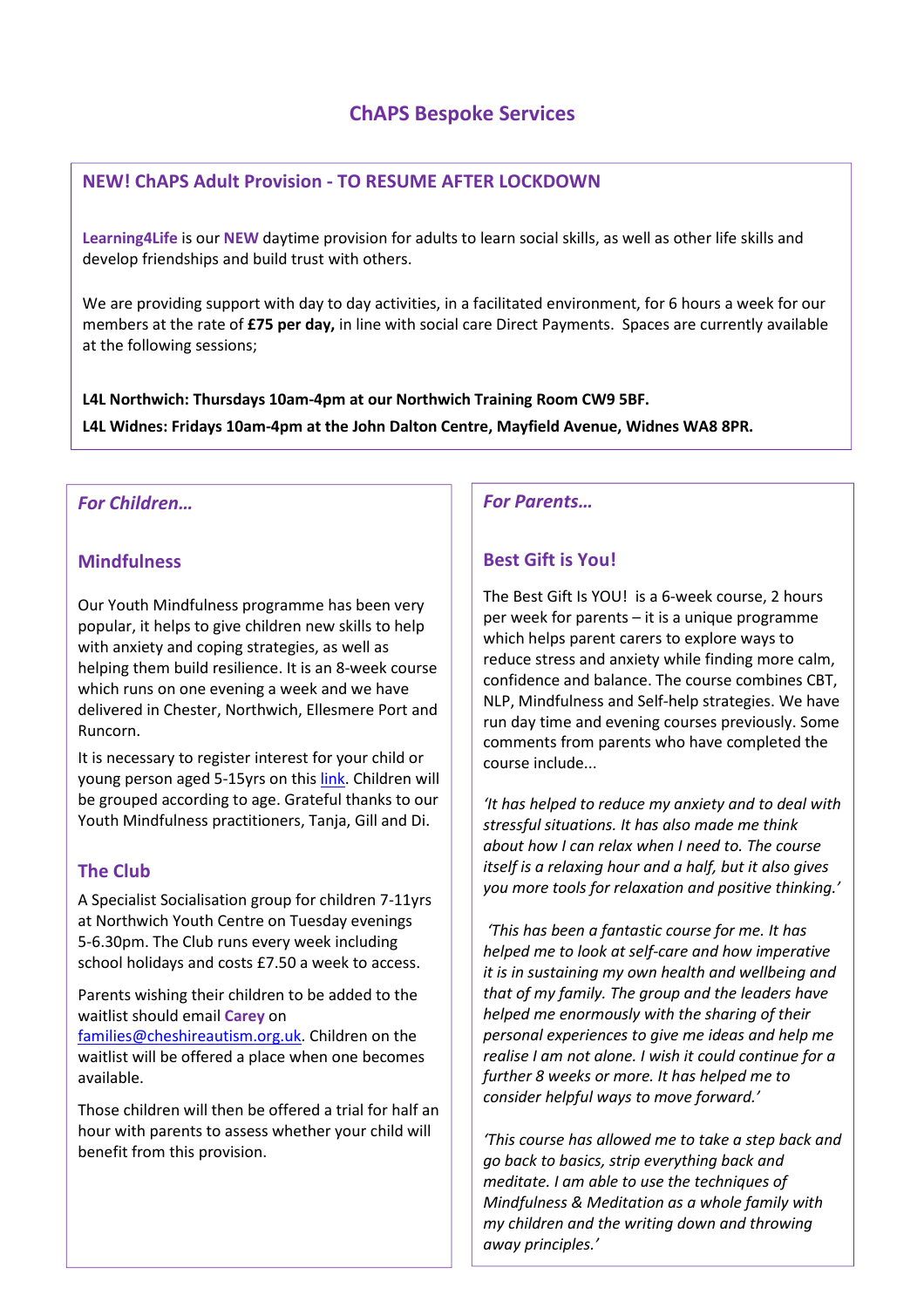# ChAPS Bespoke Services

## NEW! ChAPS Adult Provision - TO RESUME AFTER LOCKDOWN

**Learning4Life** is our **NEW** daytime provision for adults to learn social skills, as well as other life skills and develop friendships and build trust with others.

We are providing support with day to day activities, in a facilitated environment, for 6 hours a week for our members at the rate of **£75 per day,** in line with social care Direct Payments. Spaces are currently available at the following sessions;

**L4L Northwich: Thursdays 10am-4pm at our Northwich Training Room CW9 5BF.**

**L4L Widnes: Fridays 10am-4pm at the John Dalton Centre, Mayfield Avenue, Widnes WA8 8PR.**

## *For Children…*

### Mindfulness

Our Youth Mindfulness programme has been very popular, it helps to give children new skills to help with anxiety and coping strategies, as well as helping them build resilience. It is an 8-week course which runs on one evening a week and we have delivered in Chester, Northwich, Ellesmere Port and Runcorn.

It is necessary to register interest for your child or young person aged 5-15yrs on this link. Children will be grouped according to age. Grateful thanks to our Youth Mindfulness practitioners, Tanja, Gill and Di.

### The Club

A Specialist Socialisation group for children 7-11yrs at Northwich Youth Centre on Tuesday evenings 5-6.30pm. The Club runs every week including school holidays and costs £7.50 a week to access.

Parents wishing their children to be added to the waitlist should email **Carey** on families@cheshireautism.org.uk. Children on the waitlist will be offered a place when one becomes available.

Those children will then be offered a trial for half an hour with parents to assess whether your child will benefit from this provision.

## *For Parents…*

### Best Gift is You!

The Best Gift Is YOU! is a 6-week course, 2 hours per week for parents – it is a unique programme which helps parent carers to explore ways to reduce stress and anxiety while finding more calm, confidence and balance. The course combines CBT, NLP, Mindfulness and Self-help strategies. We have run day time and evening courses previously. Some comments from parents who have completed the course include...

*'It has helped to reduce my anxiety and to deal with stressful situations. It has also made me think about how I can relax when I need to. The course itself is a relaxing hour and a half, but it also gives you more tools for relaxation and positive thinking.'*

*'This has been a fantastic course for me. It has helped me to look at self-care and how imperative it is in sustaining my own health and wellbeing and that of my family. The group and the leaders have helped me enormously with the sharing of their personal experiences to give me ideas and help me realise I am not alone. I wish it could continue for a further 8 weeks or more. It has helped me to consider helpful ways to move forward.'*

*'This course has allowed me to take a step back and go back to basics, strip everything back and meditate. I am able to use the techniques of Mindfulness & Meditation as a whole family with my children and the writing down and throwing away principles.'*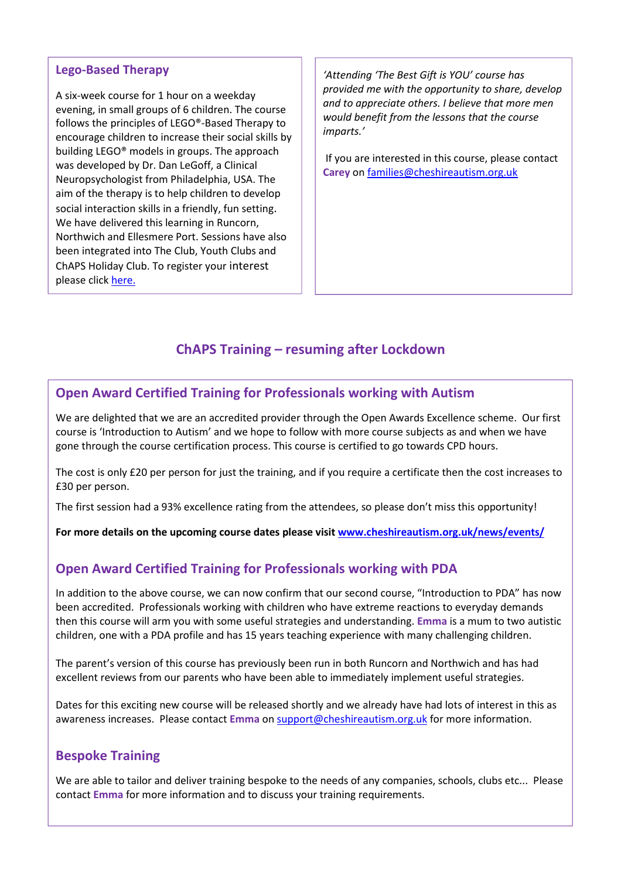## Lego-Based Therapy

A six-week course for 1 hour on a weekday evening, in small groups of 6 children. The course follows the principles of LEGO®-Based Therapy to encourage children to increase their social skills by building LEGO® models in groups. The approach was developed by Dr. Dan LeGoff, a Clinical Neuropsychologist from Philadelphia, USA. The aim of the therapy is to help children to develop social interaction skills in a friendly, fun setting. We have delivered this learning in Runcorn, Northwich and Ellesmere Port. Sessions have also been integrated into The Club, Youth Clubs and ChAPS Holiday Club. To register your interest please click here.

*'Attending 'The Best Gift is YOU' course has provided me with the opportunity to share, develop and to appreciate others. I believe that more men would benefit from the lessons that the course imparts.'*

If you are interested in this course, please contact **Carey** on families@cheshireautism.org.uk

# ChAPS Training – resuming after Lockdown

## Open Award Certified Training for Professionals working with Autism

We are delighted that we are an accredited provider through the Open Awards Excellence scheme. Our first course is 'Introduction to Autism' and we hope to follow with more course subjects as and when we have gone through the course certification process. This course is certified to go towards CPD hours.

The cost is only £20 per person for just the training, and if you require a certificate then the cost increases to £30 per person.

The first session had a 93% excellence rating from the attendees, so please don't miss this opportunity!

**For more details on the upcoming course dates please visit www.cheshireautism.org.uk/news/events/**

## Open Award Certified Training for Professionals working with PDA

In addition to the above course, we can now confirm that our second course, "Introduction to PDA" has now been accredited. Professionals working with children who have extreme reactions to everyday demands then this course will arm you with some useful strategies and understanding. **Emma** is a mum to two autistic children, one with a PDA profile and has 15 years teaching experience with many challenging children.

The parent's version of this course has previously been run in both Runcorn and Northwich and has had excellent reviews from our parents who have been able to immediately implement useful strategies.

Dates for this exciting new course will be released shortly and we already have had lots of interest in this as awareness increases. Please contact **Emma** on support@cheshireautism.org.uk for more information.

## Bespoke Training

We are able to tailor and deliver training bespoke to the needs of any companies, schools, clubs etc... Please contact **Emma** for more information and to discuss your training requirements.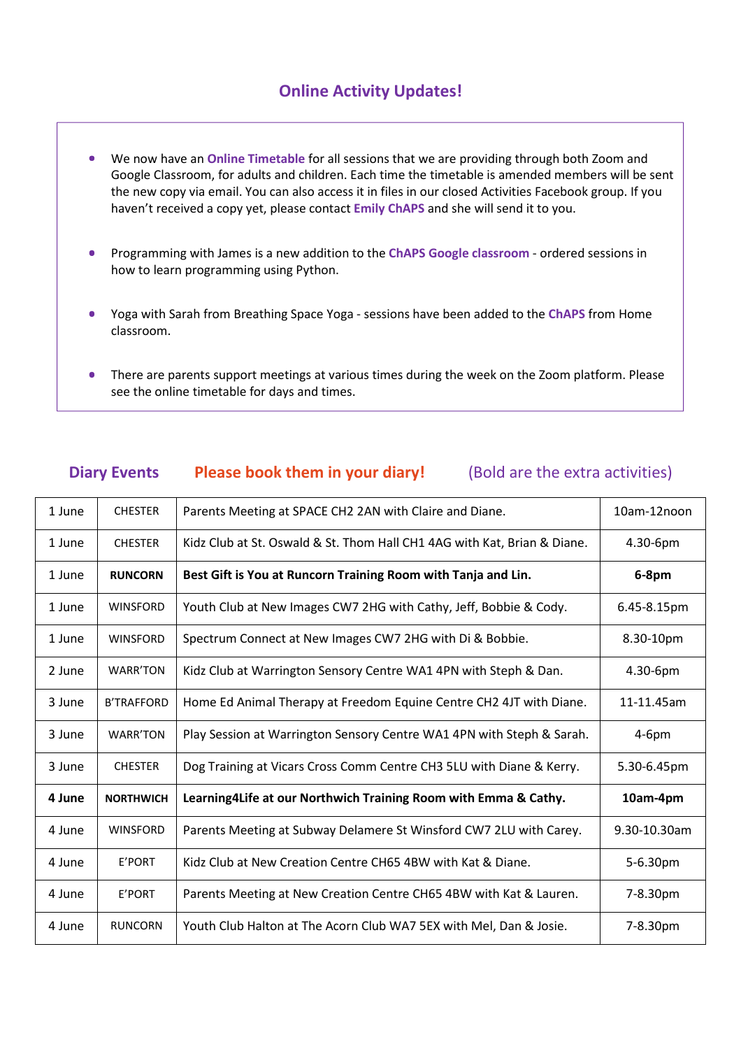## Online Activity Updates!

- We now have an **Online Timetable** for all sessions that we are providing through both Zoom and Google Classroom, for adults and children. Each time the timetable is amended members will be sent the new copy via email. You can also access it in files in our closed Activities Facebook group. If you haven't received a copy yet, please contact **Emily ChAPS** and she will send it to you.

- Programming with James is a new addition to the **ChAPS Google classroom** - ordered sessions in how to learn programming using Python.

- Yoga with Sarah from Breathing Space Yoga - sessions have been added to the **ChAPS** from Home classroom.

- There are parents support meetings at various times during the week on the Zoom platform. Please see the online timetable for days and times.

## Diary Events    Please book them in your diary!    (Bold are the extra activities)

| | | | |
|---|---|---|---|
| 1 June | CHESTER | Parents Meeting at SPACE CH2 2AN with Claire and Diane. | 10am-12noon |
| 1 June | CHESTER | Kidz Club at St. Oswald & St. Thom Hall CH1 4AG with Kat, Brian & Diane. | 4.30-6pm |
| 1 June | **RUNCORN** | **Best Gift is You at Runcorn Training Room with Tanja and Lin.** | **6-8pm** |
| 1 June | WINSFORD | Youth Club at New Images CW7 2HG with Cathy, Jeff, Bobbie & Cody. | 6.45-8.15pm |
| 1 June | WINSFORD | Spectrum Connect at New Images CW7 2HG with Di & Bobbie. | 8.30-10pm |
| 2 June | WARR'TON | Kidz Club at Warrington Sensory Centre WA1 4PN with Steph & Dan. | 4.30-6pm |
| 3 June | B'TRAFFORD | Home Ed Animal Therapy at Freedom Equine Centre CH2 4JT with Diane. | 11-11.45am |
| 3 June | WARR'TON | Play Session at Warrington Sensory Centre WA1 4PN with Steph & Sarah. | 4-6pm |
| 3 June | CHESTER | Dog Training at Vicars Cross Comm Centre CH3 5LU with Diane & Kerry. | 5.30-6.45pm |
| **4 June** | **NORTHWICH** | **Learning4Life at our Northwich Training Room with Emma & Cathy.** | **10am-4pm** |
| 4 June | WINSFORD | Parents Meeting at Subway Delamere St Winsford CW7 2LU with Carey. | 9.30-10.30am |
| 4 June | E'PORT | Kidz Club at New Creation Centre CH65 4BW with Kat & Diane. | 5-6.30pm |
| 4 June | E'PORT | Parents Meeting at New Creation Centre CH65 4BW with Kat & Lauren. | 7-8.30pm |
| 4 June | RUNCORN | Youth Club Halton at The Acorn Club WA7 5EX with Mel, Dan & Josie. | 7-8.30pm |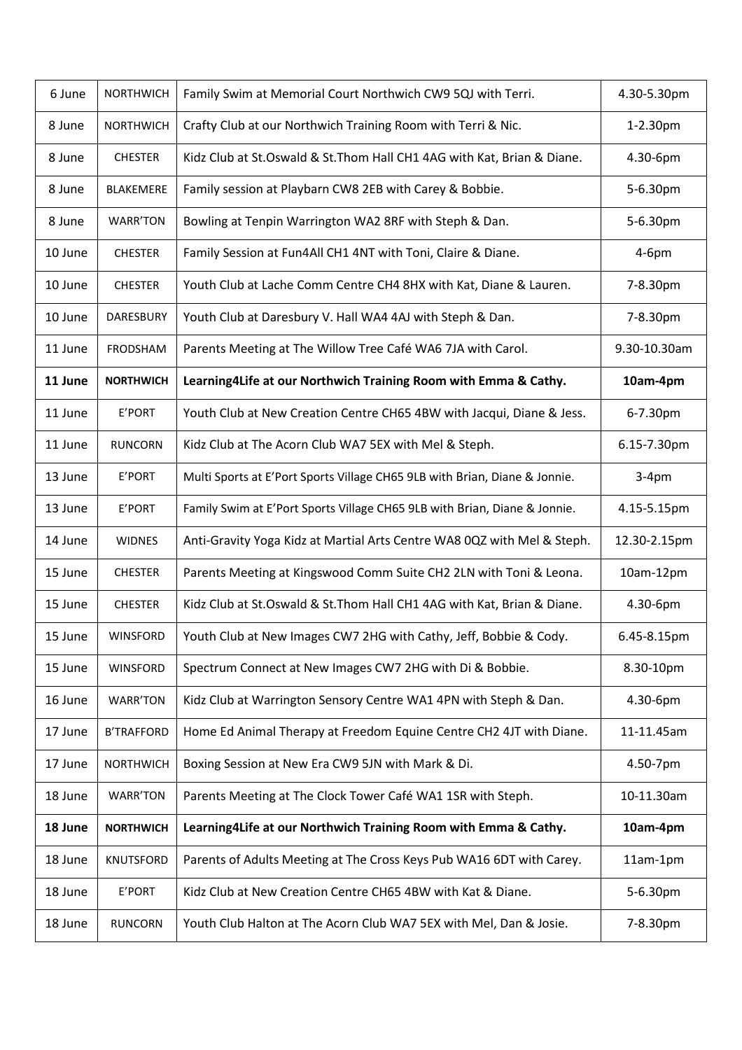| 6 June | NORTHWICH | Family Swim at Memorial Court Northwich CW9 5QJ with Terri. | 4.30-5.30pm |
|---|---|---|---|
| 8 June | NORTHWICH | Crafty Club at our Northwich Training Room with Terri & Nic. | 1-2.30pm |
| 8 June | CHESTER | Kidz Club at St.Oswald & St.Thom Hall CH1 4AG with Kat, Brian & Diane. | 4.30-6pm |
| 8 June | BLAKEMERE | Family session at Playbarn CW8 2EB with Carey & Bobbie. | 5-6.30pm |
| 8 June | WARR'TON | Bowling at Tenpin Warrington WA2 8RF with Steph & Dan. | 5-6.30pm |
| 10 June | CHESTER | Family Session at Fun4All CH1 4NT with Toni, Claire & Diane. | 4-6pm |
| 10 June | CHESTER | Youth Club at Lache Comm Centre CH4 8HX with Kat, Diane & Lauren. | 7-8.30pm |
| 10 June | DARESBURY | Youth Club at Daresbury V. Hall WA4 4AJ with Steph & Dan. | 7-8.30pm |
| 11 June | FRODSHAM | Parents Meeting at The Willow Tree Café WA6 7JA with Carol. | 9.30-10.30am |
| **11 June** | **NORTHWICH** | **Learning4Life at our Northwich Training Room with Emma & Cathy.** | **10am-4pm** |
| 11 June | E'PORT | Youth Club at New Creation Centre CH65 4BW with Jacqui, Diane & Jess. | 6-7.30pm |
| 11 June | RUNCORN | Kidz Club at The Acorn Club WA7 5EX with Mel & Steph. | 6.15-7.30pm |
| 13 June | E'PORT | Multi Sports at E'Port Sports Village CH65 9LB with Brian, Diane & Jonnie. | 3-4pm |
| 13 June | E'PORT | Family Swim at E'Port Sports Village CH65 9LB with Brian, Diane & Jonnie. | 4.15-5.15pm |
| 14 June | WIDNES | Anti-Gravity Yoga Kidz at Martial Arts Centre WA8 0QZ with Mel & Steph. | 12.30-2.15pm |
| 15 June | CHESTER | Parents Meeting at Kingswood Comm Suite CH2 2LN with Toni & Leona. | 10am-12pm |
| 15 June | CHESTER | Kidz Club at St.Oswald & St.Thom Hall CH1 4AG with Kat, Brian & Diane. | 4.30-6pm |
| 15 June | WINSFORD | Youth Club at New Images CW7 2HG with Cathy, Jeff, Bobbie & Cody. | 6.45-8.15pm |
| 15 June | WINSFORD | Spectrum Connect at New Images CW7 2HG with Di & Bobbie. | 8.30-10pm |
| 16 June | WARR'TON | Kidz Club at Warrington Sensory Centre WA1 4PN with Steph & Dan. | 4.30-6pm |
| 17 June | B'TRAFFORD | Home Ed Animal Therapy at Freedom Equine Centre CH2 4JT with Diane. | 11-11.45am |
| 17 June | NORTHWICH | Boxing Session at New Era CW9 5JN with Mark & Di. | 4.50-7pm |
| 18 June | WARR'TON | Parents Meeting at The Clock Tower Café WA1 1SR with Steph. | 10-11.30am |
| **18 June** | **NORTHWICH** | **Learning4Life at our Northwich Training Room with Emma & Cathy.** | **10am-4pm** |
| 18 June | KNUTSFORD | Parents of Adults Meeting at The Cross Keys Pub WA16 6DT with Carey. | 11am-1pm |
| 18 June | E'PORT | Kidz Club at New Creation Centre CH65 4BW with Kat & Diane. | 5-6.30pm |
| 18 June | RUNCORN | Youth Club Halton at The Acorn Club WA7 5EX with Mel, Dan & Josie. | 7-8.30pm |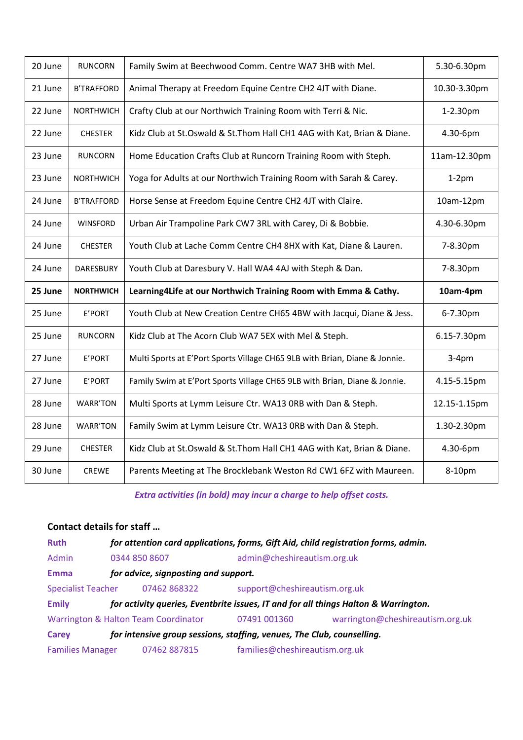| | | | |
|---|---|---|---|
| 20 June | RUNCORN | Family Swim at Beechwood Comm. Centre WA7 3HB with Mel. | 5.30-6.30pm |
| 21 June | B'TRAFFORD | Animal Therapy at Freedom Equine Centre CH2 4JT with Diane. | 10.30-3.30pm |
| 22 June | NORTHWICH | Crafty Club at our Northwich Training Room with Terri & Nic. | 1-2.30pm |
| 22 June | CHESTER | Kidz Club at St.Oswald & St.Thom Hall CH1 4AG with Kat, Brian & Diane. | 4.30-6pm |
| 23 June | RUNCORN | Home Education Crafts Club at Runcorn Training Room with Steph. | 11am-12.30pm |
| 23 June | NORTHWICH | Yoga for Adults at our Northwich Training Room with Sarah & Carey. | 1-2pm |
| 24 June | B'TRAFFORD | Horse Sense at Freedom Equine Centre CH2 4JT with Claire. | 10am-12pm |
| 24 June | WINSFORD | Urban Air Trampoline Park CW7 3RL with Carey, Di & Bobbie. | 4.30-6.30pm |
| 24 June | CHESTER | Youth Club at Lache Comm Centre CH4 8HX with Kat, Diane & Lauren. | 7-8.30pm |
| 24 June | DARESBURY | Youth Club at Daresbury V. Hall WA4 4AJ with Steph & Dan. | 7-8.30pm |
| **25 June** | **NORTHWICH** | **Learning4Life at our Northwich Training Room with Emma & Cathy.** | **10am-4pm** |
| 25 June | E'PORT | Youth Club at New Creation Centre CH65 4BW with Jacqui, Diane & Jess. | 6-7.30pm |
| 25 June | RUNCORN | Kidz Club at The Acorn Club WA7 5EX with Mel & Steph. | 6.15-7.30pm |
| 27 June | E'PORT | Multi Sports at E'Port Sports Village CH65 9LB with Brian, Diane & Jonnie. | 3-4pm |
| 27 June | E'PORT | Family Swim at E'Port Sports Village CH65 9LB with Brian, Diane & Jonnie. | 4.15-5.15pm |
| 28 June | WARR'TON | Multi Sports at Lymm Leisure Ctr. WA13 0RB with Dan & Steph. | 12.15-1.15pm |
| 28 June | WARR'TON | Family Swim at Lymm Leisure Ctr. WA13 0RB with Dan & Steph. | 1.30-2.30pm |
| 29 June | CHESTER | Kidz Club at St.Oswald & St.Thom Hall CH1 4AG with Kat, Brian & Diane. | 4.30-6pm |
| 30 June | CREWE | Parents Meeting at The Brocklebank Weston Rd CW1 6FZ with Maureen. | 8-10pm |

***Extra activities (in bold) may incur a charge to help offset costs.***

**Contact details for staff …**

**Ruth** ***for attention card applications, forms, Gift Aid, child registration forms, admin.***

Admin 0344 850 8607 admin@cheshireautism.org.uk

**Emma** ***for advice, signposting and support.***

Specialist Teacher 07462 868322 support@cheshireautism.org.uk

**Emily** ***for activity queries, Eventbrite issues, IT and for all things Halton & Warrington.***

Warrington & Halton Team Coordinator 07491 001360 warrington@cheshireautism.org.uk

**Carey** ***for intensive group sessions, staffing, venues, The Club, counselling.***

Families Manager 07462 887815 families@cheshireautism.org.uk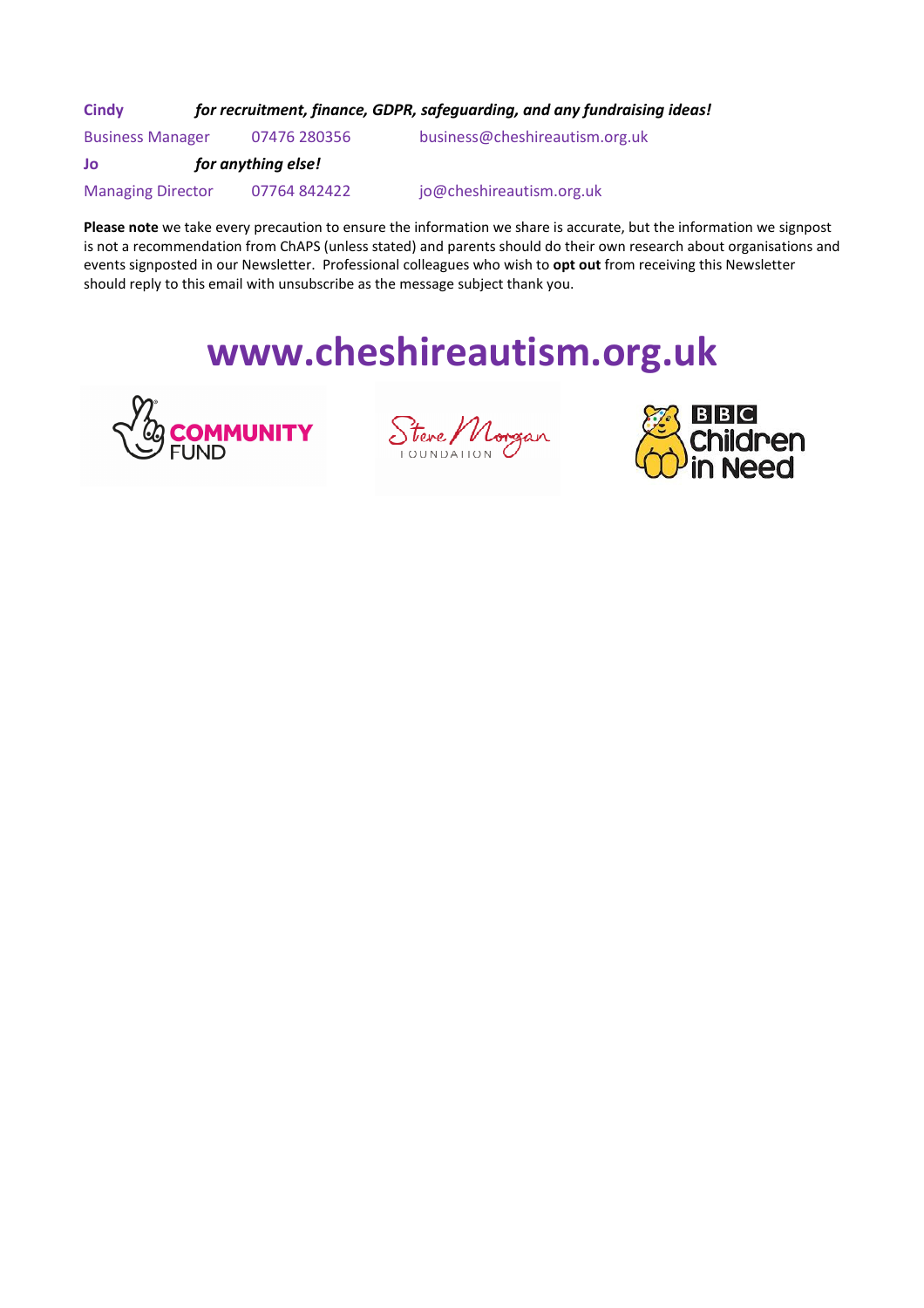**Cindy** ***for recruitment, finance, GDPR, safeguarding, and any fundraising ideas!***

Business Manager 07476 280356 business@cheshireautism.org.uk

**Jo** ***for anything else!***

Managing Director 07764 842422 jo@cheshireautism.org.uk

**Please note** we take every precaution to ensure the information we share is accurate, but the information we signpost is not a recommendation from ChAPS (unless stated) and parents should do their own research about organisations and events signposted in our Newsletter. Professional colleagues who wish to **opt out** from receiving this Newsletter should reply to this email with unsubscribe as the message subject thank you.

# www.cheshireautism.org.uk

COMMUNITY FUND

Steve Morgan FOUNDATION

BBC Children in Need